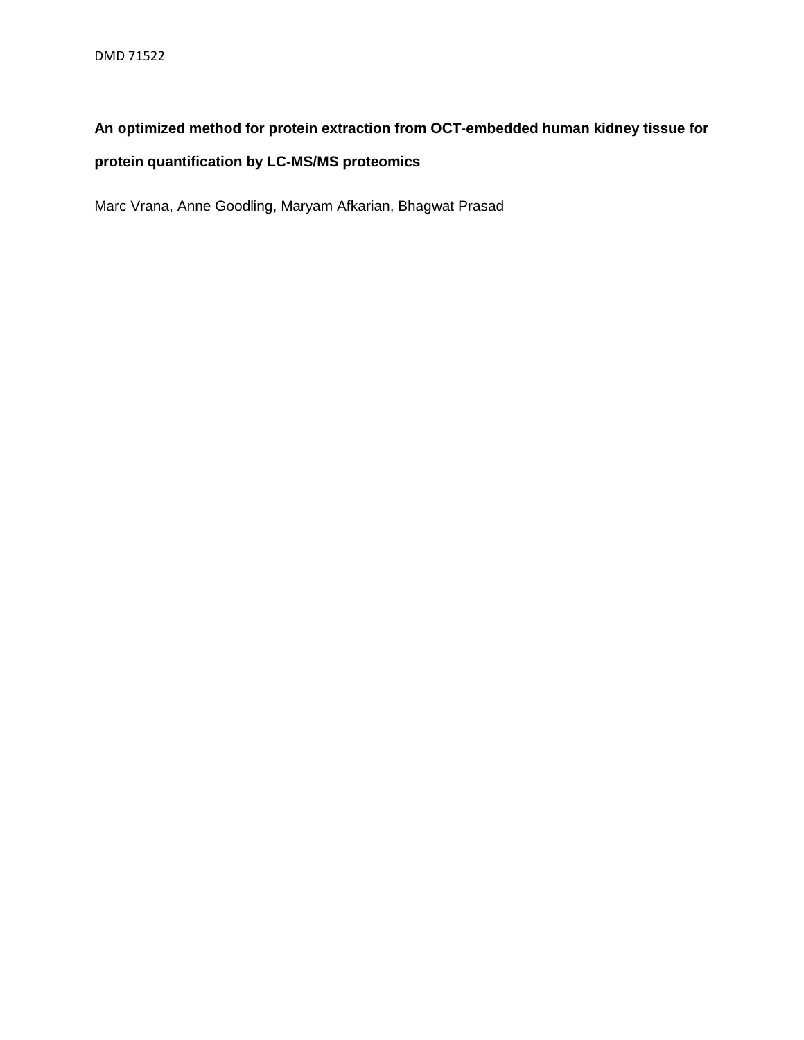# An optimized method for protein extraction from OCT-embedded human kidney tissue for protein quantification by LC-MS/MS proteomics

Marc Vrana, Anne Goodling, Maryam Afkarian, Bhagwat Prasad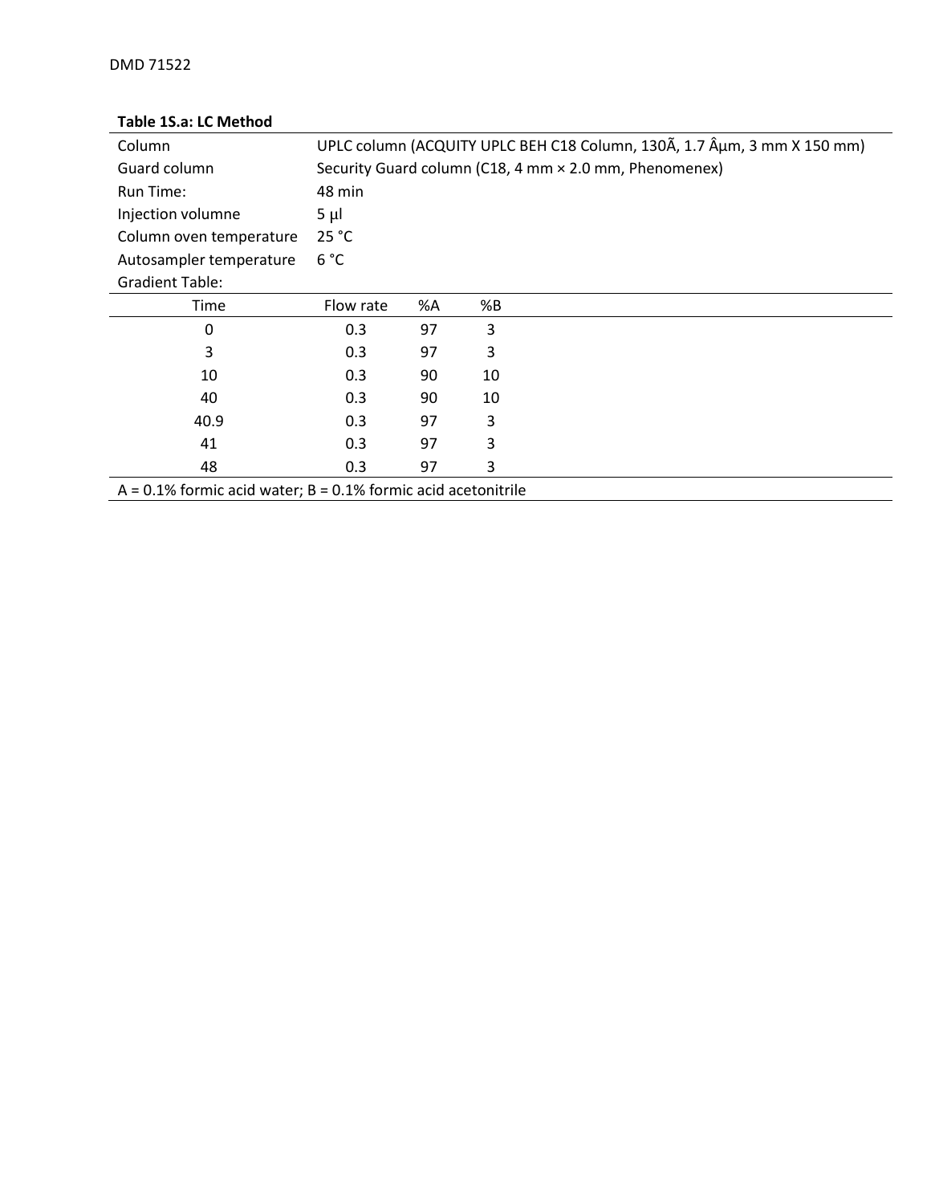**Table 1S.a: LC Method**

| | |
|---|---|
| Column | UPLC column (ACQUITY UPLC BEH C18 Column, 130Ã, 1.7 Âµm, 3 mm X 150 mm) |
| Guard column | Security Guard column (C18, 4 mm × 2.0 mm, Phenomenex) |
| Run Time: | 48 min |
| Injection volumne | 5 µl |
| Column oven temperature | 25 °C |
| Autosampler temperature | 6 °C |
| Gradient Table: | |

| Time | Flow rate | %A | %B |
|---|---|---|---|
| 0 | 0.3 | 97 | 3 |
| 3 | 0.3 | 97 | 3 |
| 10 | 0.3 | 90 | 10 |
| 40 | 0.3 | 90 | 10 |
| 40.9 | 0.3 | 97 | 3 |
| 41 | 0.3 | 97 | 3 |
| 48 | 0.3 | 97 | 3 |

A = 0.1% formic acid water; B = 0.1% formic acid acetonitrile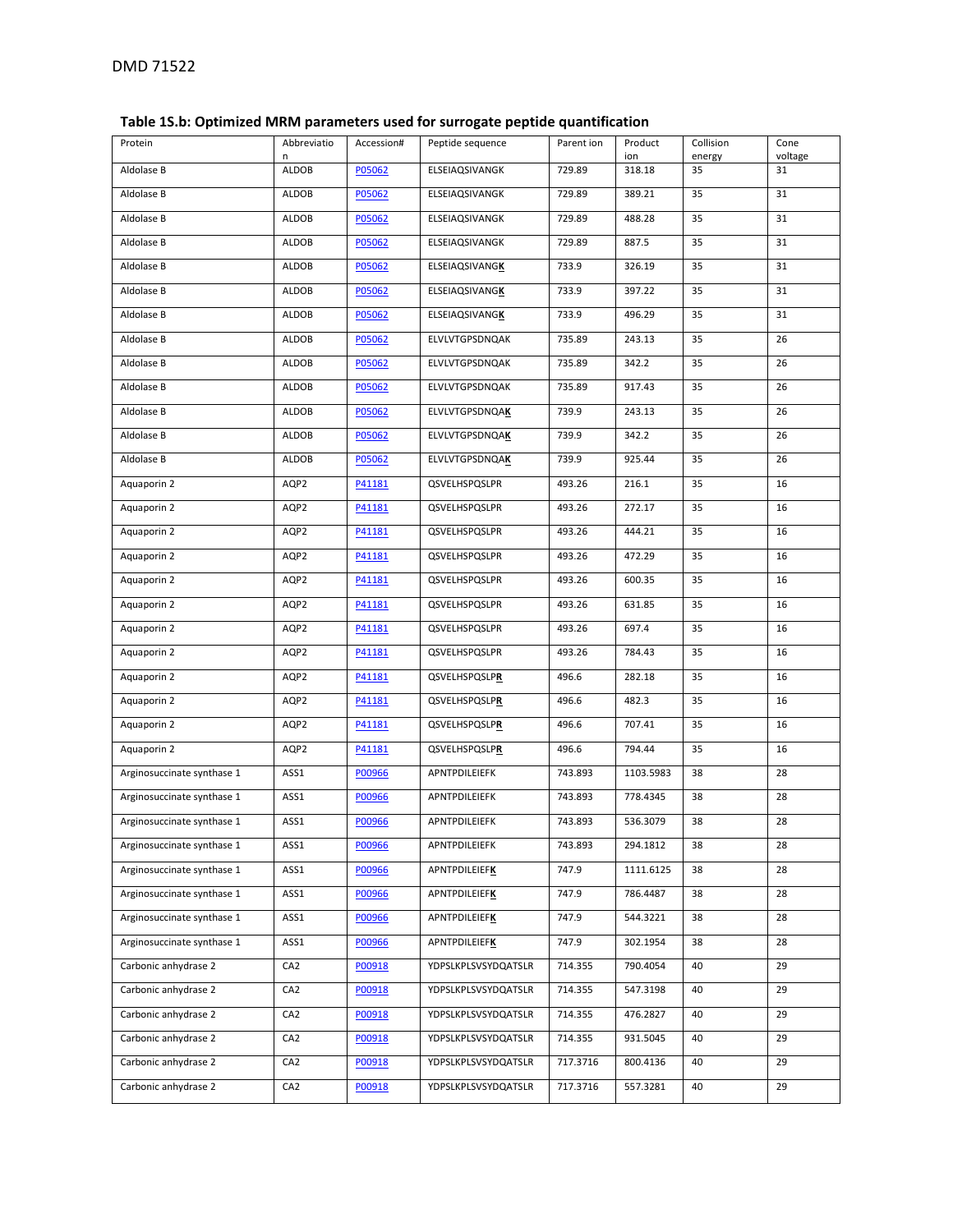### Table 1S.b: Optimized MRM parameters used for surrogate peptide quantification

| Protein | Abbreviation | Accession# | Peptide sequence | Parent ion | Product ion | Collision energy | Cone voltage |
|---|---|---|---|---|---|---|---|
| Aldolase B | ALDOB | P05062 | ELSEIAQSIVANGK | 729.89 | 318.18 | 35 | 31 |
| Aldolase B | ALDOB | P05062 | ELSEIAQSIVANGK | 729.89 | 389.21 | 35 | 31 |
| Aldolase B | ALDOB | P05062 | ELSEIAQSIVANGK | 729.89 | 488.28 | 35 | 31 |
| Aldolase B | ALDOB | P05062 | ELSEIAQSIVANGK | 729.89 | 887.5 | 35 | 31 |
| Aldolase B | ALDOB | P05062 | ELSEIAQSIVANG**K** | 733.9 | 326.19 | 35 | 31 |
| Aldolase B | ALDOB | P05062 | ELSEIAQSIVANG**K** | 733.9 | 397.22 | 35 | 31 |
| Aldolase B | ALDOB | P05062 | ELSEIAQSIVANG**K** | 733.9 | 496.29 | 35 | 31 |
| Aldolase B | ALDOB | P05062 | ELVLVTGPSDNQAK | 735.89 | 243.13 | 35 | 26 |
| Aldolase B | ALDOB | P05062 | ELVLVTGPSDNQAK | 735.89 | 342.2 | 35 | 26 |
| Aldolase B | ALDOB | P05062 | ELVLVTGPSDNQAK | 735.89 | 917.43 | 35 | 26 |
| Aldolase B | ALDOB | P05062 | ELVLVTGPSDNQA**K** | 739.9 | 243.13 | 35 | 26 |
| Aldolase B | ALDOB | P05062 | ELVLVTGPSDNQA**K** | 739.9 | 342.2 | 35 | 26 |
| Aldolase B | ALDOB | P05062 | ELVLVTGPSDNQA**K** | 739.9 | 925.44 | 35 | 26 |
| Aquaporin 2 | AQP2 | P41181 | QSVELHSPQSLPR | 493.26 | 216.1 | 35 | 16 |
| Aquaporin 2 | AQP2 | P41181 | QSVELHSPQSLPR | 493.26 | 272.17 | 35 | 16 |
| Aquaporin 2 | AQP2 | P41181 | QSVELHSPQSLPR | 493.26 | 444.21 | 35 | 16 |
| Aquaporin 2 | AQP2 | P41181 | QSVELHSPQSLPR | 493.26 | 472.29 | 35 | 16 |
| Aquaporin 2 | AQP2 | P41181 | QSVELHSPQSLPR | 493.26 | 600.35 | 35 | 16 |
| Aquaporin 2 | AQP2 | P41181 | QSVELHSPQSLPR | 493.26 | 631.85 | 35 | 16 |
| Aquaporin 2 | AQP2 | P41181 | QSVELHSPQSLPR | 493.26 | 697.4 | 35 | 16 |
| Aquaporin 2 | AQP2 | P41181 | QSVELHSPQSLPR | 493.26 | 784.43 | 35 | 16 |
| Aquaporin 2 | AQP2 | P41181 | QSVELHSPQSLP**R** | 496.6 | 282.18 | 35 | 16 |
| Aquaporin 2 | AQP2 | P41181 | QSVELHSPQSLP**R** | 496.6 | 482.3 | 35 | 16 |
| Aquaporin 2 | AQP2 | P41181 | QSVELHSPQSLP**R** | 496.6 | 707.41 | 35 | 16 |
| Aquaporin 2 | AQP2 | P41181 | QSVELHSPQSLP**R** | 496.6 | 794.44 | 35 | 16 |
| Arginosuccinate synthase 1 | ASS1 | P00966 | APNTPDILEIEFK | 743.893 | 1103.5983 | 38 | 28 |
| Arginosuccinate synthase 1 | ASS1 | P00966 | APNTPDILEIEFK | 743.893 | 778.4345 | 38 | 28 |
| Arginosuccinate synthase 1 | ASS1 | P00966 | APNTPDILEIEFK | 743.893 | 536.3079 | 38 | 28 |
| Arginosuccinate synthase 1 | ASS1 | P00966 | APNTPDILEIEFK | 743.893 | 294.1812 | 38 | 28 |
| Arginosuccinate synthase 1 | ASS1 | P00966 | APNTPDILEIEF**K** | 747.9 | 1111.6125 | 38 | 28 |
| Arginosuccinate synthase 1 | ASS1 | P00966 | APNTPDILEIEF**K** | 747.9 | 786.4487 | 38 | 28 |
| Arginosuccinate synthase 1 | ASS1 | P00966 | APNTPDILEIEF**K** | 747.9 | 544.3221 | 38 | 28 |
| Arginosuccinate synthase 1 | ASS1 | P00966 | APNTPDILEIEF**K** | 747.9 | 302.1954 | 38 | 28 |
| Carbonic anhydrase 2 | CA2 | P00918 | YDPSLKPLSVSYDQATSLR | 714.355 | 790.4054 | 40 | 29 |
| Carbonic anhydrase 2 | CA2 | P00918 | YDPSLKPLSVSYDQATSLR | 714.355 | 547.3198 | 40 | 29 |
| Carbonic anhydrase 2 | CA2 | P00918 | YDPSLKPLSVSYDQATSLR | 714.355 | 476.2827 | 40 | 29 |
| Carbonic anhydrase 2 | CA2 | P00918 | YDPSLKPLSVSYDQATSLR | 714.355 | 931.5045 | 40 | 29 |
| Carbonic anhydrase 2 | CA2 | P00918 | YDPSLKPLSVSYDQATSLR | 717.3716 | 800.4136 | 40 | 29 |
| Carbonic anhydrase 2 | CA2 | P00918 | YDPSLKPLSVSYDQATSLR | 717.3716 | 557.3281 | 40 | 29 |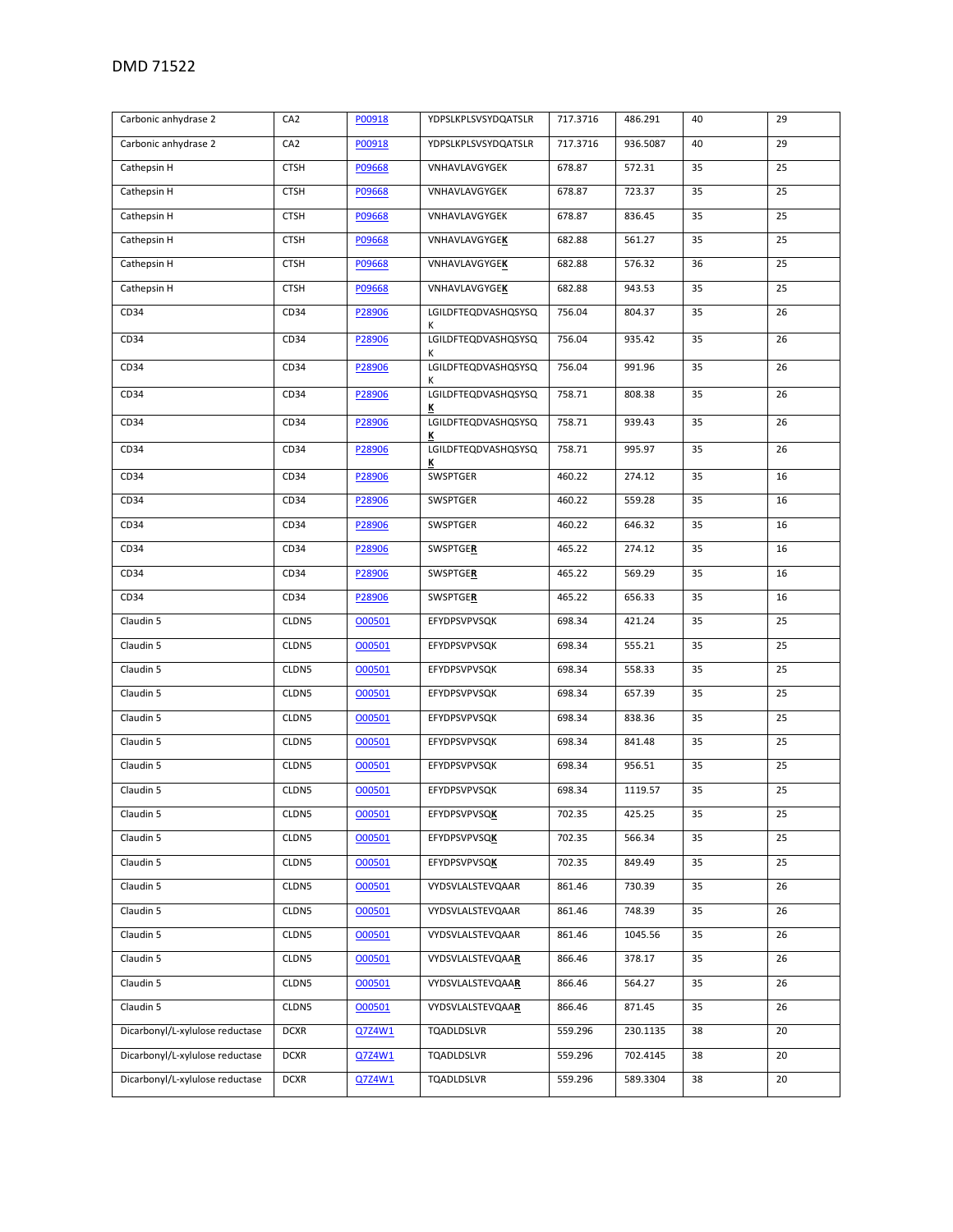| | | | | | | | |
|---|---|---|---|---|---|---|---|
| Carbonic anhydrase 2 | CA2 | P00918 | YDPSLKPLSVSYDQATSLR | 717.3716 | 486.291 | 40 | 29 |
| Carbonic anhydrase 2 | CA2 | P00918 | YDPSLKPLSVSYDQATSLR | 717.3716 | 936.5087 | 40 | 29 |
| Cathepsin H | CTSH | P09668 | VNHAVLAVGYGEK | 678.87 | 572.31 | 35 | 25 |
| Cathepsin H | CTSH | P09668 | VNHAVLAVGYGEK | 678.87 | 723.37 | 35 | 25 |
| Cathepsin H | CTSH | P09668 | VNHAVLAVGYGEK | 678.87 | 836.45 | 35 | 25 |
| Cathepsin H | CTSH | P09668 | VNHAVLAVGYGE**K** | 682.88 | 561.27 | 35 | 25 |
| Cathepsin H | CTSH | P09668 | VNHAVLAVGYGE**K** | 682.88 | 576.32 | 36 | 25 |
| Cathepsin H | CTSH | P09668 | VNHAVLAVGYGE**K** | 682.88 | 943.53 | 35 | 25 |
| CD34 | CD34 | P28906 | LGILDFTEQDVASHQSYSQK | 756.04 | 804.37 | 35 | 26 |
| CD34 | CD34 | P28906 | LGILDFTEQDVASHQSYSQK | 756.04 | 935.42 | 35 | 26 |
| CD34 | CD34 | P28906 | LGILDFTEQDVASHQSYSQK | 756.04 | 991.96 | 35 | 26 |
| CD34 | CD34 | P28906 | LGILDFTEQDVASHQSYSQ**K** | 758.71 | 808.38 | 35 | 26 |
| CD34 | CD34 | P28906 | LGILDFTEQDVASHQSYSQ**K** | 758.71 | 939.43 | 35 | 26 |
| CD34 | CD34 | P28906 | LGILDFTEQDVASHQSYSQ**K** | 758.71 | 995.97 | 35 | 26 |
| CD34 | CD34 | P28906 | SWSPTGER | 460.22 | 274.12 | 35 | 16 |
| CD34 | CD34 | P28906 | SWSPTGER | 460.22 | 559.28 | 35 | 16 |
| CD34 | CD34 | P28906 | SWSPTGER | 460.22 | 646.32 | 35 | 16 |
| CD34 | CD34 | P28906 | SWSPTGE**R** | 465.22 | 274.12 | 35 | 16 |
| CD34 | CD34 | P28906 | SWSPTGE**R** | 465.22 | 569.29 | 35 | 16 |
| CD34 | CD34 | P28906 | SWSPTGE**R** | 465.22 | 656.33 | 35 | 16 |
| Claudin 5 | CLDN5 | O00501 | EFYDPSVPVSQK | 698.34 | 421.24 | 35 | 25 |
| Claudin 5 | CLDN5 | O00501 | EFYDPSVPVSQK | 698.34 | 555.21 | 35 | 25 |
| Claudin 5 | CLDN5 | O00501 | EFYDPSVPVSQK | 698.34 | 558.33 | 35 | 25 |
| Claudin 5 | CLDN5 | O00501 | EFYDPSVPVSQK | 698.34 | 657.39 | 35 | 25 |
| Claudin 5 | CLDN5 | O00501 | EFYDPSVPVSQK | 698.34 | 838.36 | 35 | 25 |
| Claudin 5 | CLDN5 | O00501 | EFYDPSVPVSQK | 698.34 | 841.48 | 35 | 25 |
| Claudin 5 | CLDN5 | O00501 | EFYDPSVPVSQK | 698.34 | 956.51 | 35 | 25 |
| Claudin 5 | CLDN5 | O00501 | EFYDPSVPVSQK | 698.34 | 1119.57 | 35 | 25 |
| Claudin 5 | CLDN5 | O00501 | EFYDPSVPVSQ**K** | 702.35 | 425.25 | 35 | 25 |
| Claudin 5 | CLDN5 | O00501 | EFYDPSVPVSQ**K** | 702.35 | 566.34 | 35 | 25 |
| Claudin 5 | CLDN5 | O00501 | EFYDPSVPVSQ**K** | 702.35 | 849.49 | 35 | 25 |
| Claudin 5 | CLDN5 | O00501 | VYDSVLALSTEVQAAR | 861.46 | 730.39 | 35 | 26 |
| Claudin 5 | CLDN5 | O00501 | VYDSVLALSTEVQAAR | 861.46 | 748.39 | 35 | 26 |
| Claudin 5 | CLDN5 | O00501 | VYDSVLALSTEVQAAR | 861.46 | 1045.56 | 35 | 26 |
| Claudin 5 | CLDN5 | O00501 | VYDSVLALSTEVQAA**R** | 866.46 | 378.17 | 35 | 26 |
| Claudin 5 | CLDN5 | O00501 | VYDSVLALSTEVQAA**R** | 866.46 | 564.27 | 35 | 26 |
| Claudin 5 | CLDN5 | O00501 | VYDSVLALSTEVQAA**R** | 866.46 | 871.45 | 35 | 26 |
| Dicarbonyl/L-xylulose reductase | DCXR | Q7Z4W1 | TQADLDSLVR | 559.296 | 230.1135 | 38 | 20 |
| Dicarbonyl/L-xylulose reductase | DCXR | Q7Z4W1 | TQADLDSLVR | 559.296 | 702.4145 | 38 | 20 |
| Dicarbonyl/L-xylulose reductase | DCXR | Q7Z4W1 | TQADLDSLVR | 559.296 | 589.3304 | 38 | 20 |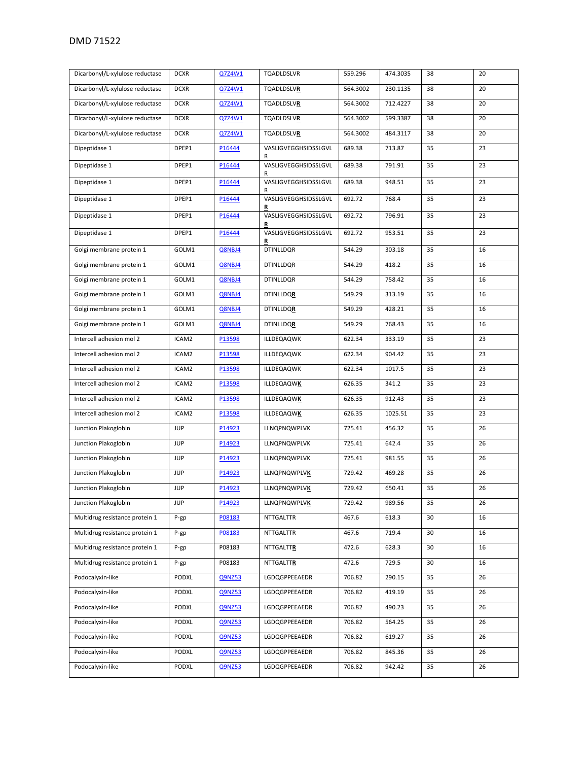| Dicarbonyl/L-xylulose reductase | DCXR | Q7Z4W1 | TQADLDSLVR | 559.296 | 474.3035 | 38 | 20 |
|---|---|---|---|---|---|---|---|
| Dicarbonyl/L-xylulose reductase | DCXR | Q7Z4W1 | TQADLDSLV**R** | 564.3002 | 230.1135 | 38 | 20 |
| Dicarbonyl/L-xylulose reductase | DCXR | Q7Z4W1 | TQADLDSLV**R** | 564.3002 | 712.4227 | 38 | 20 |
| Dicarbonyl/L-xylulose reductase | DCXR | Q7Z4W1 | TQADLDSLV**R** | 564.3002 | 599.3387 | 38 | 20 |
| Dicarbonyl/L-xylulose reductase | DCXR | Q7Z4W1 | TQADLDSLV**R** | 564.3002 | 484.3117 | 38 | 20 |
| Dipeptidase 1 | DPEP1 | P16444 | VASLIGVEGGHSIDSSLGVLR | 689.38 | 713.87 | 35 | 23 |
| Dipeptidase 1 | DPEP1 | P16444 | VASLIGVEGGHSIDSSLGVLR | 689.38 | 791.91 | 35 | 23 |
| Dipeptidase 1 | DPEP1 | P16444 | VASLIGVEGGHSIDSSLGVLR | 689.38 | 948.51 | 35 | 23 |
| Dipeptidase 1 | DPEP1 | P16444 | VASLIGVEGGHSIDSSLGVL**R** | 692.72 | 768.4 | 35 | 23 |
| Dipeptidase 1 | DPEP1 | P16444 | VASLIGVEGGHSIDSSLGVL**R** | 692.72 | 796.91 | 35 | 23 |
| Dipeptidase 1 | DPEP1 | P16444 | VASLIGVEGGHSIDSSLGVL**R** | 692.72 | 953.51 | 35 | 23 |
| Golgi membrane protein 1 | GOLM1 | Q8NBJ4 | DTINLLDQR | 544.29 | 303.18 | 35 | 16 |
| Golgi membrane protein 1 | GOLM1 | Q8NBJ4 | DTINLLDQR | 544.29 | 418.2 | 35 | 16 |
| Golgi membrane protein 1 | GOLM1 | Q8NBJ4 | DTINLLDQR | 544.29 | 758.42 | 35 | 16 |
| Golgi membrane protein 1 | GOLM1 | Q8NBJ4 | DTINLLDQ**R** | 549.29 | 313.19 | 35 | 16 |
| Golgi membrane protein 1 | GOLM1 | Q8NBJ4 | DTINLLDQ**R** | 549.29 | 428.21 | 35 | 16 |
| Golgi membrane protein 1 | GOLM1 | Q8NBJ4 | DTINLLDQ**R** | 549.29 | 768.43 | 35 | 16 |
| Intercell adhesion mol 2 | ICAM2 | P13598 | ILLDEQAQWK | 622.34 | 333.19 | 35 | 23 |
| Intercell adhesion mol 2 | ICAM2 | P13598 | ILLDEQAQWK | 622.34 | 904.42 | 35 | 23 |
| Intercell adhesion mol 2 | ICAM2 | P13598 | ILLDEQAQWK | 622.34 | 1017.5 | 35 | 23 |
| Intercell adhesion mol 2 | ICAM2 | P13598 | ILLDEQAQW**K** | 626.35 | 341.2 | 35 | 23 |
| Intercell adhesion mol 2 | ICAM2 | P13598 | ILLDEQAQW**K** | 626.35 | 912.43 | 35 | 23 |
| Intercell adhesion mol 2 | ICAM2 | P13598 | ILLDEQAQW**K** | 626.35 | 1025.51 | 35 | 23 |
| Junction Plakoglobin | JUP | P14923 | LLNQPNQWPLVK | 725.41 | 456.32 | 35 | 26 |
| Junction Plakoglobin | JUP | P14923 | LLNQPNQWPLVK | 725.41 | 642.4 | 35 | 26 |
| Junction Plakoglobin | JUP | P14923 | LLNQPNQWPLVK | 725.41 | 981.55 | 35 | 26 |
| Junction Plakoglobin | JUP | P14923 | LLNQPNQWPLV**K** | 729.42 | 469.28 | 35 | 26 |
| Junction Plakoglobin | JUP | P14923 | LLNQPNQWPLV**K** | 729.42 | 650.41 | 35 | 26 |
| Junction Plakoglobin | JUP | P14923 | LLNQPNQWPLV**K** | 729.42 | 989.56 | 35 | 26 |
| Multidrug resistance protein 1 | P-gp | P08183 | NTTGALTTR | 467.6 | 618.3 | 30 | 16 |
| Multidrug resistance protein 1 | P-gp | P08183 | NTTGALTTR | 467.6 | 719.4 | 30 | 16 |
| Multidrug resistance protein 1 | P-gp | P08183 | NTTGALTT**R** | 472.6 | 628.3 | 30 | 16 |
| Multidrug resistance protein 1 | P-gp | P08183 | NTTGALTT**R** | 472.6 | 729.5 | 30 | 16 |
| Podocalyxin-like | PODXL | Q9NZ53 | LGDQGPPEEAEDR | 706.82 | 290.15 | 35 | 26 |
| Podocalyxin-like | PODXL | Q9NZ53 | LGDQGPPEEAEDR | 706.82 | 419.19 | 35 | 26 |
| Podocalyxin-like | PODXL | Q9NZ53 | LGDQGPPEEAEDR | 706.82 | 490.23 | 35 | 26 |
| Podocalyxin-like | PODXL | Q9NZ53 | LGDQGPPEEAEDR | 706.82 | 564.25 | 35 | 26 |
| Podocalyxin-like | PODXL | Q9NZ53 | LGDQGPPEEAEDR | 706.82 | 619.27 | 35 | 26 |
| Podocalyxin-like | PODXL | Q9NZ53 | LGDQGPPEEAEDR | 706.82 | 845.36 | 35 | 26 |
| Podocalyxin-like | PODXL | Q9NZ53 | LGDQGPPEEAEDR | 706.82 | 942.42 | 35 | 26 |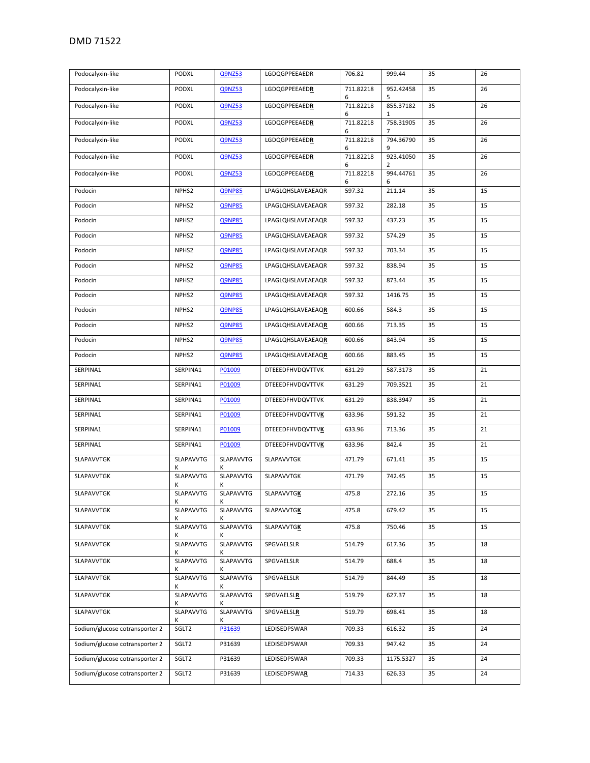| Podocalyxin-like | PODXL | Q9NZ53 | LGDQGPPEEAEDR | 706.82 | 999.44 | 35 | 26 |
|---|---|---|---|---|---|---|---|
| Podocalyxin-like | PODXL | Q9NZ53 | LGDQGPPEEAED**R** | 711.822186 | 952.424585 | 35 | 26 |
| Podocalyxin-like | PODXL | Q9NZ53 | LGDQGPPEEAED**R** | 711.822186 | 855.371821 | 35 | 26 |
| Podocalyxin-like | PODXL | Q9NZ53 | LGDQGPPEEAED**R** | 711.822186 | 758.319057 | 35 | 26 |
| Podocalyxin-like | PODXL | Q9NZ53 | LGDQGPPEEAED**R** | 711.822186 | 794.367909 | 35 | 26 |
| Podocalyxin-like | PODXL | Q9NZ53 | LGDQGPPEEAED**R** | 711.822186 | 923.410502 | 35 | 26 |
| Podocalyxin-like | PODXL | Q9NZ53 | LGDQGPPEEAED**R** | 711.822186 | 994.447616 | 35 | 26 |
| Podocin | NPHS2 | Q9NP85 | LPAGLQHSLAVEAEAQR | 597.32 | 211.14 | 35 | 15 |
| Podocin | NPHS2 | Q9NP85 | LPAGLQHSLAVEAEAQR | 597.32 | 282.18 | 35 | 15 |
| Podocin | NPHS2 | Q9NP85 | LPAGLQHSLAVEAEAQR | 597.32 | 437.23 | 35 | 15 |
| Podocin | NPHS2 | Q9NP85 | LPAGLQHSLAVEAEAQR | 597.32 | 574.29 | 35 | 15 |
| Podocin | NPHS2 | Q9NP85 | LPAGLQHSLAVEAEAQR | 597.32 | 703.34 | 35 | 15 |
| Podocin | NPHS2 | Q9NP85 | LPAGLQHSLAVEAEAQR | 597.32 | 838.94 | 35 | 15 |
| Podocin | NPHS2 | Q9NP85 | LPAGLQHSLAVEAEAQR | 597.32 | 873.44 | 35 | 15 |
| Podocin | NPHS2 | Q9NP85 | LPAGLQHSLAVEAEAQR | 597.32 | 1416.75 | 35 | 15 |
| Podocin | NPHS2 | Q9NP85 | LPAGLQHSLAVEAEAQ**R** | 600.66 | 584.3 | 35 | 15 |
| Podocin | NPHS2 | Q9NP85 | LPAGLQHSLAVEAEAQ**R** | 600.66 | 713.35 | 35 | 15 |
| Podocin | NPHS2 | Q9NP85 | LPAGLQHSLAVEAEAQ**R** | 600.66 | 843.94 | 35 | 15 |
| Podocin | NPHS2 | Q9NP85 | LPAGLQHSLAVEAEAQ**R** | 600.66 | 883.45 | 35 | 15 |
| SERPINA1 | SERPINA1 | P01009 | DTEEEDFHVDQVTTVK | 631.29 | 587.3173 | 35 | 21 |
| SERPINA1 | SERPINA1 | P01009 | DTEEEDFHVDQVTTVK | 631.29 | 709.3521 | 35 | 21 |
| SERPINA1 | SERPINA1 | P01009 | DTEEEDFHVDQVTTVK | 631.29 | 838.3947 | 35 | 21 |
| SERPINA1 | SERPINA1 | P01009 | DTEEEDFHVDQVTTV**K** | 633.96 | 591.32 | 35 | 21 |
| SERPINA1 | SERPINA1 | P01009 | DTEEEDFHVDQVTTV**K** | 633.96 | 713.36 | 35 | 21 |
| SERPINA1 | SERPINA1 | P01009 | DTEEEDFHVDQVTTV**K** | 633.96 | 842.4 | 35 | 21 |
| SLAPAVVTGK | SLAPAVVTGK | SLAPAVVTGK | SLAPAVVTGK | 471.79 | 671.41 | 35 | 15 |
| SLAPAVVTGK | SLAPAVVTGK | SLAPAVVTGK | SLAPAVVTGK | 471.79 | 742.45 | 35 | 15 |
| SLAPAVVTGK | SLAPAVVTGK | SLAPAVVTGK | SLAPAVVTG**K** | 475.8 | 272.16 | 35 | 15 |
| SLAPAVVTGK | SLAPAVVTGK | SLAPAVVTGK | SLAPAVVTG**K** | 475.8 | 679.42 | 35 | 15 |
| SLAPAVVTGK | SLAPAVVTGK | SLAPAVVTGK | SLAPAVVTG**K** | 475.8 | 750.46 | 35 | 15 |
| SLAPAVVTGK | SLAPAVVTGK | SLAPAVVTGK | SPGVAELSLR | 514.79 | 617.36 | 35 | 18 |
| SLAPAVVTGK | SLAPAVVTGK | SLAPAVVTGK | SPGVAELSLR | 514.79 | 688.4 | 35 | 18 |
| SLAPAVVTGK | SLAPAVVTGK | SLAPAVVTGK | SPGVAELSLR | 514.79 | 844.49 | 35 | 18 |
| SLAPAVVTGK | SLAPAVVTGK | SLAPAVVTGK | SPGVAELSL**R** | 519.79 | 627.37 | 35 | 18 |
| SLAPAVVTGK | SLAPAVVTGK | SLAPAVVTGK | SPGVAELSL**R** | 519.79 | 698.41 | 35 | 18 |
| Sodium/glucose cotransporter 2 | SGLT2 | P31639 | LEDISEDPSWAR | 709.33 | 616.32 | 35 | 24 |
| Sodium/glucose cotransporter 2 | SGLT2 | P31639 | LEDISEDPSWAR | 709.33 | 947.42 | 35 | 24 |
| Sodium/glucose cotransporter 2 | SGLT2 | P31639 | LEDISEDPSWAR | 709.33 | 1175.5327 | 35 | 24 |
| Sodium/glucose cotransporter 2 | SGLT2 | P31639 | LEDISEDPSWA**R** | 714.33 | 626.33 | 35 | 24 |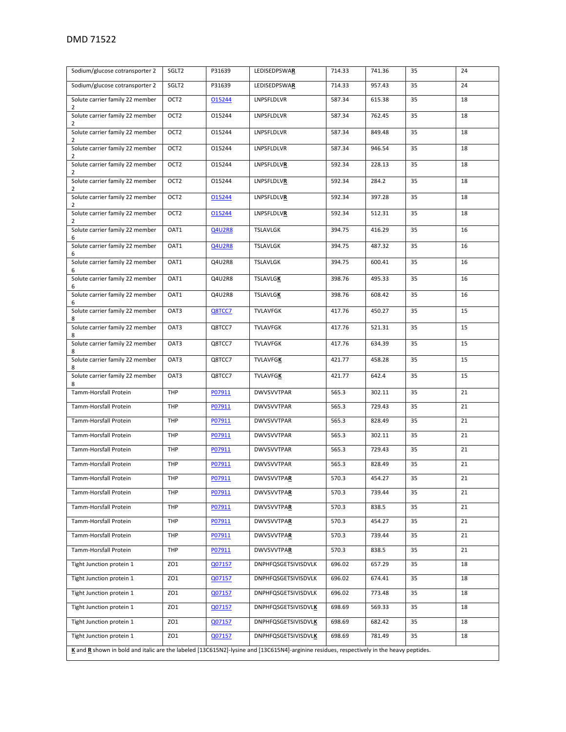| Sodium/glucose cotransporter 2 | SGLT2 | P31639 | LEDISEDPSWA**_R_** | 714.33 | 741.36 | 35 | 24 |
|---|---|---|---|---|---|---|---|
| Sodium/glucose cotransporter 2 | SGLT2 | P31639 | LEDISEDPSWA**_R_** | 714.33 | 957.43 | 35 | 24 |
| Solute carrier family 22 member 2 | OCT2 | O15244 | LNPSFLDLVR | 587.34 | 615.38 | 35 | 18 |
| Solute carrier family 22 member 2 | OCT2 | O15244 | LNPSFLDLVR | 587.34 | 762.45 | 35 | 18 |
| Solute carrier family 22 member 2 | OCT2 | O15244 | LNPSFLDLVR | 587.34 | 849.48 | 35 | 18 |
| Solute carrier family 22 member 2 | OCT2 | O15244 | LNPSFLDLVR | 587.34 | 946.54 | 35 | 18 |
| Solute carrier family 22 member 2 | OCT2 | O15244 | LNPSFLDLV**_R_** | 592.34 | 228.13 | 35 | 18 |
| Solute carrier family 22 member 2 | OCT2 | O15244 | LNPSFLDLV**_R_** | 592.34 | 284.2 | 35 | 18 |
| Solute carrier family 22 member 2 | OCT2 | O15244 | LNPSFLDLV**_R_** | 592.34 | 397.28 | 35 | 18 |
| Solute carrier family 22 member 2 | OCT2 | O15244 | LNPSFLDLV**_R_** | 592.34 | 512.31 | 35 | 18 |
| Solute carrier family 22 member 6 | OAT1 | Q4U2R8 | TSLAVLGK | 394.75 | 416.29 | 35 | 16 |
| Solute carrier family 22 member 6 | OAT1 | Q4U2R8 | TSLAVLGK | 394.75 | 487.32 | 35 | 16 |
| Solute carrier family 22 member 6 | OAT1 | Q4U2R8 | TSLAVLGK | 394.75 | 600.41 | 35 | 16 |
| Solute carrier family 22 member 6 | OAT1 | Q4U2R8 | TSLAVLG**_K_** | 398.76 | 495.33 | 35 | 16 |
| Solute carrier family 22 member 6 | OAT1 | Q4U2R8 | TSLAVLG**_K_** | 398.76 | 608.42 | 35 | 16 |
| Solute carrier family 22 member 8 | OAT3 | Q8TCC7 | TVLAVFGK | 417.76 | 450.27 | 35 | 15 |
| Solute carrier family 22 member 8 | OAT3 | Q8TCC7 | TVLAVFGK | 417.76 | 521.31 | 35 | 15 |
| Solute carrier family 22 member 8 | OAT3 | Q8TCC7 | TVLAVFGK | 417.76 | 634.39 | 35 | 15 |
| Solute carrier family 22 member 8 | OAT3 | Q8TCC7 | TVLAVFG**_K_** | 421.77 | 458.28 | 35 | 15 |
| Solute carrier family 22 member 8 | OAT3 | Q8TCC7 | TVLAVFG**_K_** | 421.77 | 642.4 | 35 | 15 |
| Tamm-Horsfall Protein | THP | P07911 | DWVSVVTPAR | 565.3 | 302.11 | 35 | 21 |
| Tamm-Horsfall Protein | THP | P07911 | DWVSVVTPAR | 565.3 | 729.43 | 35 | 21 |
| Tamm-Horsfall Protein | THP | P07911 | DWVSVVTPAR | 565.3 | 828.49 | 35 | 21 |
| Tamm-Horsfall Protein | THP | P07911 | DWVSVVTPAR | 565.3 | 302.11 | 35 | 21 |
| Tamm-Horsfall Protein | THP | P07911 | DWVSVVTPAR | 565.3 | 729.43 | 35 | 21 |
| Tamm-Horsfall Protein | THP | P07911 | DWVSVVTPAR | 565.3 | 828.49 | 35 | 21 |
| Tamm-Horsfall Protein | THP | P07911 | DWVSVVTPA**_R_** | 570.3 | 454.27 | 35 | 21 |
| Tamm-Horsfall Protein | THP | P07911 | DWVSVVTPA**_R_** | 570.3 | 739.44 | 35 | 21 |
| Tamm-Horsfall Protein | THP | P07911 | DWVSVVTPA**_R_** | 570.3 | 838.5 | 35 | 21 |
| Tamm-Horsfall Protein | THP | P07911 | DWVSVVTPA**_R_** | 570.3 | 454.27 | 35 | 21 |
| Tamm-Horsfall Protein | THP | P07911 | DWVSVVTPA**_R_** | 570.3 | 739.44 | 35 | 21 |
| Tamm-Horsfall Protein | THP | P07911 | DWVSVVTPA**_R_** | 570.3 | 838.5 | 35 | 21 |
| Tight Junction protein 1 | ZO1 | Q07157 | DNPHFQSGETSIVISDVLK | 696.02 | 657.29 | 35 | 18 |
| Tight Junction protein 1 | ZO1 | Q07157 | DNPHFQSGETSIVISDVLK | 696.02 | 674.41 | 35 | 18 |
| Tight Junction protein 1 | ZO1 | Q07157 | DNPHFQSGETSIVISDVLK | 696.02 | 773.48 | 35 | 18 |
| Tight Junction protein 1 | ZO1 | Q07157 | DNPHFQSGETSIVISDVL**_K_** | 698.69 | 569.33 | 35 | 18 |
| Tight Junction protein 1 | ZO1 | Q07157 | DNPHFQSGETSIVISDVL**_K_** | 698.69 | 682.42 | 35 | 18 |
| Tight Junction protein 1 | ZO1 | Q07157 | DNPHFQSGETSIVISDVL**_K_** | 698.69 | 781.49 | 35 | 18 |

**_K_** and **_R_** shown in bold and italic are the labeled [13C615N2]-lysine and [13C615N4]-arginine residues, respectively in the heavy peptides.